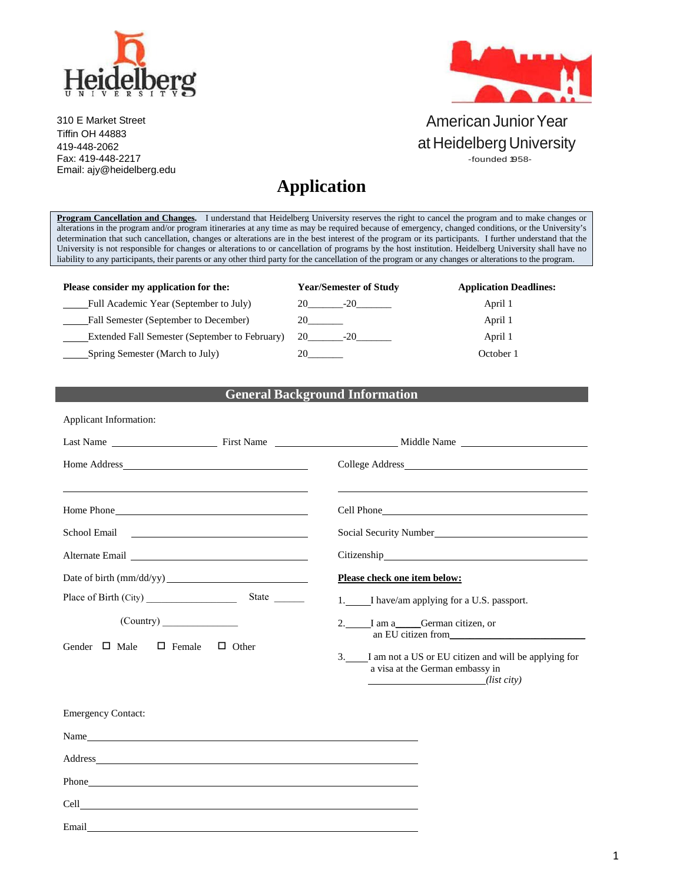Heidelberg University

310 E Market Street
Tiffin OH 44883
419-448-2062
Fax: 419-448-2217
Email: ajy@heidelberg.edu

American Junior Year
at Heidelberg University
-founded 1958-

# Application

**Program Cancellation and Changes.** I understand that Heidelberg University reserves the right to cancel the program and to make changes or alterations in the program and/or program itineraries at any time as may be required because of emergency, changed conditions, or the University's determination that such cancellation, changes or alterations are in the best interest of the program or its participants. I further understand that the University is not responsible for changes or alterations to or cancellation of programs by the host institution. Heidelberg University shall have no liability to any participants, their parents or any other third party for the cancellation of the program or any changes or alterations to the program.

| Please consider my application for the: | Year/Semester of Study | Application Deadlines: |
|---|---|---|
| _____Full Academic Year (September to July) | 20_______-20_______ | April 1 |
| _____Fall Semester (September to December) | 20_______ | April 1 |
| _____Extended Fall Semester (September to February) | 20_______-20_______ | April 1 |
| _____Spring Semester (March to July) | 20_______ | October 1 |

## General Background Information

Applicant Information:

Last Name ____________________ First Name ________________________ Middle Name ________________________

Home Address ________________________________________

________________________________________

College Address ________________________________________

________________________________________

Home Phone ________________________________________

Cell Phone ________________________________________

School Email ________________________________________

Social Security Number ________________________________________

Alternate Email ________________________________________

Citizenship ________________________________________

Date of birth (mm/dd/yy) ________________________________

Place of Birth (City) __________________ State ______

(Country) _______________

Gender ☐ Male ☐ Female ☐ Other

**Please check one item below:**

1. _____I have/am applying for a U.S. passport.
2. _____I am a_____German citizen, or an EU citizen from______________________________
3. _____I am not a US or EU citizen and will be applying for a visa at the German embassy in _______________________*(list city)*

Emergency Contact:

Name ____________________________________________________________

Address ____________________________________________________________

Phone ____________________________________________________________

Cell ____________________________________________________________

Email ____________________________________________________________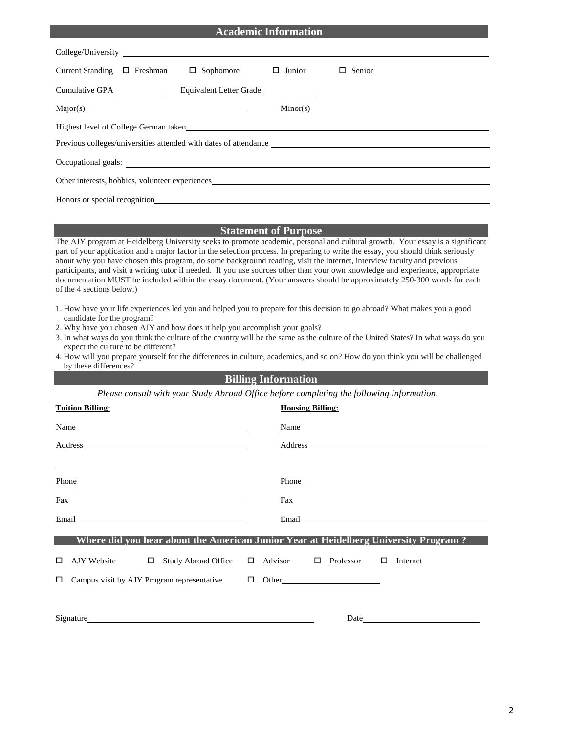## Academic Information

College/University ______________________________________________

Current Standing ☐ Freshman ☐ Sophomore ☐ Junior ☐ Senior

Cumulative GPA __________ Equivalent Letter Grade: __________

Major(s) ______________________ Minor(s) ______________________

Highest level of College German taken ______________________________________________

Previous colleges/universities attended with dates of attendance ______________________________

Occupational goals: ______________________________________________

Other interests, hobbies, volunteer experiences ______________________________________________

Honors or special recognition ______________________________________________

## Statement of Purpose

The AJY program at Heidelberg University seeks to promote academic, personal and cultural growth. Your essay is a significant part of your application and a major factor in the selection process. In preparing to write the essay, you should think seriously about why you have chosen this program, do some background reading, visit the internet, interview faculty and previous participants, and visit a writing tutor if needed. If you use sources other than your own knowledge and experience, appropriate documentation MUST be included within the essay document. (Your answers should be approximately 250-300 words for each of the 4 sections below.)

1. How have your life experiences led you and helped you to prepare for this decision to go abroad? What makes you a good candidate for the program?
2. Why have you chosen AJY and how does it help you accomplish your goals?
3. In what ways do you think the culture of the country will be the same as the culture of the United States? In what ways do you expect the culture to be different?
4. How will you prepare yourself for the differences in culture, academics, and so on? How do you think you will be challenged by these differences?

## Billing Information

*Please consult with your Study Abroad Office before completing the following information.*

**Tuition Billing:**

Name ______________________

Address ______________________

______________________

Phone ______________________

Fax ______________________

Email ______________________

**Housing Billing:**

Name ______________________

Address ______________________

______________________

Phone ______________________

Fax ______________________

Email ______________________

## Where did you hear about the American Junior Year at Heidelberg University Program ?

☐ AJY Website ☐ Study Abroad Office ☐ Advisor ☐ Professor ☐ Internet

☐ Campus visit by AJY Program representative ☐ Other ______________

Signature ______________________________ Date ______________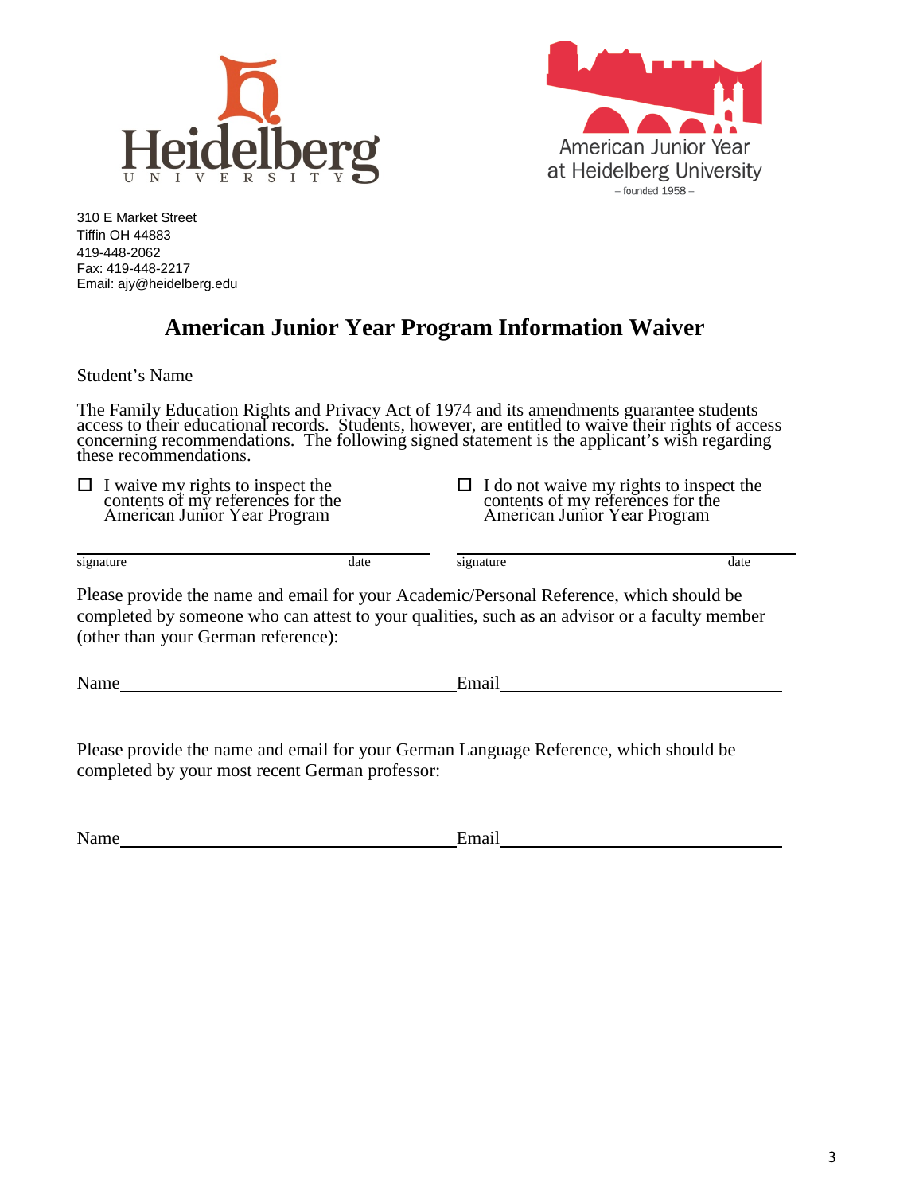Heidelberg University

American Junior Year at Heidelberg University
– founded 1958 –

310 E Market Street
Tiffin OH 44883
419-448-2062
Fax: 419-448-2217
Email: ajy@heidelberg.edu

# American Junior Year Program Information Waiver

Student's Name \_\_\_\_\_\_\_\_\_\_\_\_\_\_\_\_\_\_\_\_\_\_\_\_\_\_\_\_\_\_\_\_\_\_\_\_\_\_\_\_

The Family Education Rights and Privacy Act of 1974 and its amendments guarantee students access to their educational records. Students, however, are entitled to waive their rights of access concerning recommendations. The following signed statement is the applicant's wish regarding these recommendations.

☐ I waive my rights to inspect the contents of my references for the American Junior Year Program

\_\_\_\_\_\_\_\_\_\_\_\_\_\_\_\_\_\_\_\_\_\_\_\_\_\_\_\_\_\_\_\_\_\_\_\_
signature date

☐ I do not waive my rights to inspect the contents of my references for the American Junior Year Program

\_\_\_\_\_\_\_\_\_\_\_\_\_\_\_\_\_\_\_\_\_\_\_\_\_\_\_\_\_\_\_\_\_\_\_\_
signature date

Please provide the name and email for your Academic/Personal Reference, which should be completed by someone who can attest to your qualities, such as an advisor or a faculty member (other than your German reference):

Name\_\_\_\_\_\_\_\_\_\_\_\_\_\_\_\_\_\_\_\_\_\_\_\_\_\_\_\_\_\_ Email\_\_\_\_\_\_\_\_\_\_\_\_\_\_\_\_\_\_\_\_\_\_\_\_\_\_\_\_\_\_

Please provide the name and email for your German Language Reference, which should be completed by your most recent German professor:

Name\_\_\_\_\_\_\_\_\_\_\_\_\_\_\_\_\_\_\_\_\_\_\_\_\_\_\_\_\_\_ Email\_\_\_\_\_\_\_\_\_\_\_\_\_\_\_\_\_\_\_\_\_\_\_\_\_\_\_\_\_\_